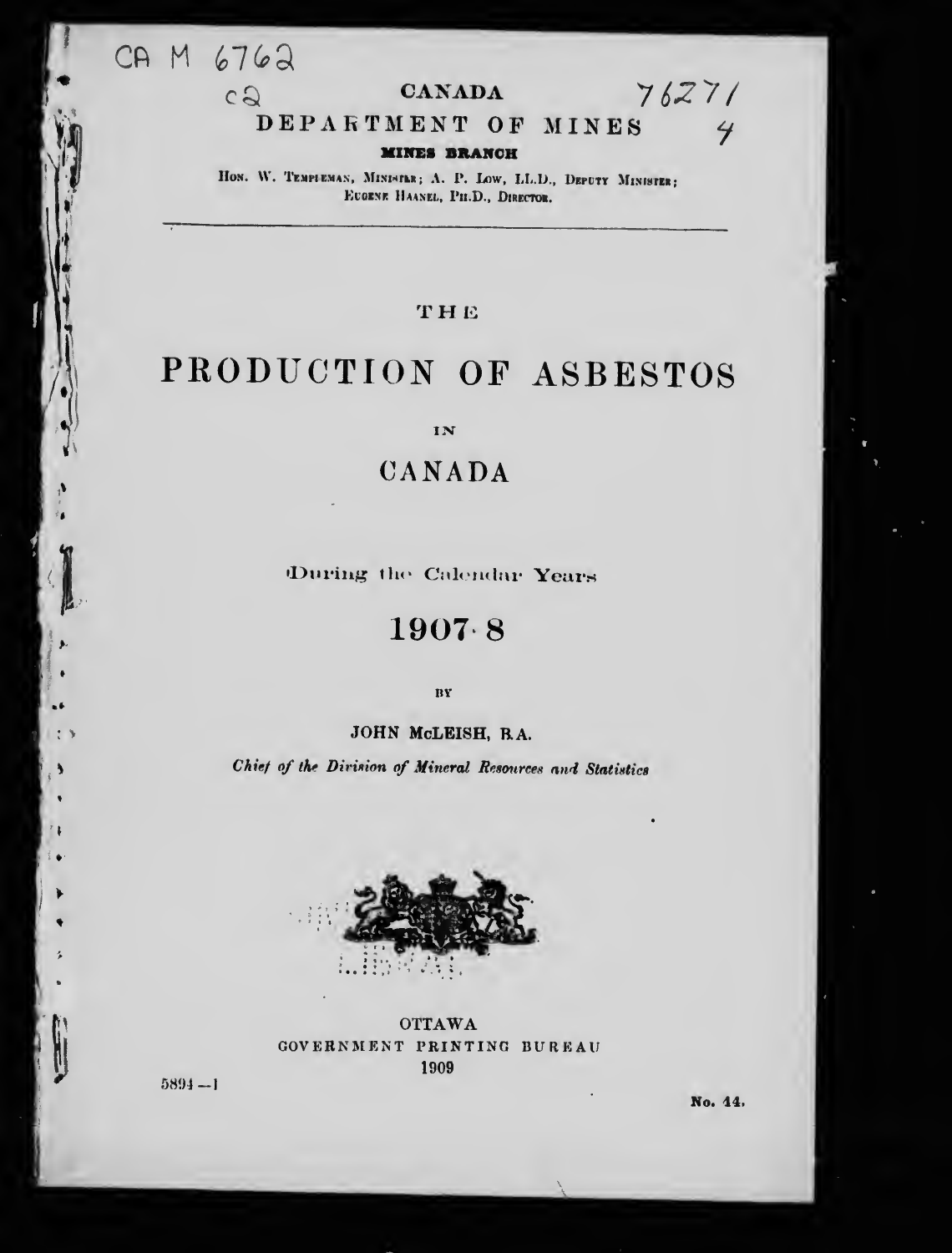CA M 6762

c2

76271

4

CANADA

DEPARTMENT OF MINES

**MINES BRANCH**

HON. W. TEMPLEMAN, MINISTER; A. P. LOW, LL.D., DEPUTY MINISTER; EUGENE HAANEL, PH.D., DIRECTOR.

---

THE

# PRODUCTION OF ASBESTOS

IN

# CANADA

During the Calendar Years

## 1907-8

BY

JOHN McLEISH, B.A.

*Chief of the Division of Mineral Resources and Statistics*

OTTAWA
GOVERNMENT PRINTING BUREAU
1909

5894—1

No. 44.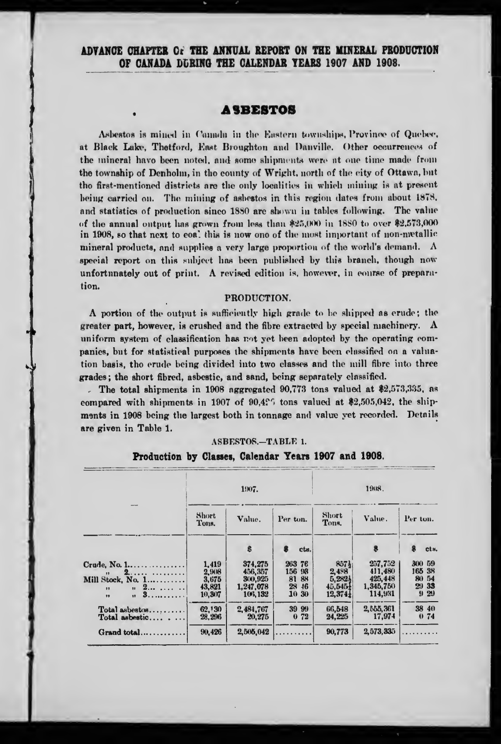## ADVANCE CHAPTER OF THE ANNUAL REPORT ON THE MINERAL PRODUCTION OF CANADA DURING THE CALENDAR YEARS 1907 AND 1908.

# ASBESTOS

Asbestos is mined in Canada in the Eastern townships, Province of Quebec, at Black Lake, Thetford, East Broughton and Danville. Other occurrences of the mineral have been noted, and some shipments were at one time made from the township of Denholm, in the county of Wright, north of the city of Ottawa, but the first-mentioned districts are the only localities in which mining is at present being carried on. The mining of asbestos in this region dates from about 1878, and statistics of production since 1880 are shown in tables following. The value of the annual output has grown from less than $25,000 in 1880 to over $2,573,000 in 1908, so that next to coal this is now one of the most important of non-metallic mineral products, and supplies a very large proportion of the world's demand. A special report on this subject has been published by this branch, though now unfortunately out of print. A revised edition is, however, in course of preparation.

### PRODUCTION.

A portion of the output is sufficiently high grade to be shipped as crude; the greater part, however, is crushed and the fibre extracted by special machinery. A uniform system of classification has not yet been adopted by the operating companies, but for statistical purposes the shipments have been classified on a valuation basis, the crude being divided into two classes and the mill fibre into three grades; the short fibred, asbestic, and sand, being separately classified.

The total shipments in 1908 aggregated 90,773 tons valued at $2,573,335, as compared with shipments in 1907 of 90,426 tons valued at $2,505,042, the shipments in 1908 being the largest both in tonnage and value yet recorded. Details are given in Table 1.

ASBESTOS.—TABLE 1.

**Production by Classes, Calendar Years 1907 and 1908.**

| — | 1907. | | | 1908. | | |
|---|---|---|---|---|---|---|
| | Short Tons. | Value. | Per ton. | Short Tons. | Value. | Per ton. |
| | | $ | $ cts. | | $ | $ cts. |
| Crude, No. 1 | 1,419 | 374,275 | 263 76 | 857½ | 257,752 | 300 59 |
| " 2 | 2,908 | 456,357 | 156 93 | 2,488 | 411,480 | 165 38 |
| Mill Stock, No. 1 | 3,675 | 300,925 | 81 88 | 5,282½ | 425,448 | 80 54 |
| " " 2 | 43,821 | 1,247,078 | 28 46 | 45,545¼ | 1,345,750 | 29 33 |
| " " 3 | 10,307 | 106,132 | 10 30 | 12,374¼ | 114,931 | 9 29 |
| Total asbestos | 62,130 | 2,484,767 | 39 99 | 66,548 | 2,555,361 | 38 40 |
| Total asbestic | 28,296 | 20,275 | 0 72 | 24,225 | 17,974 | 0 74 |
| Grand total | 90,426 | 2,505,042 | .......... | 90,773 | 2,573,335 | .......... |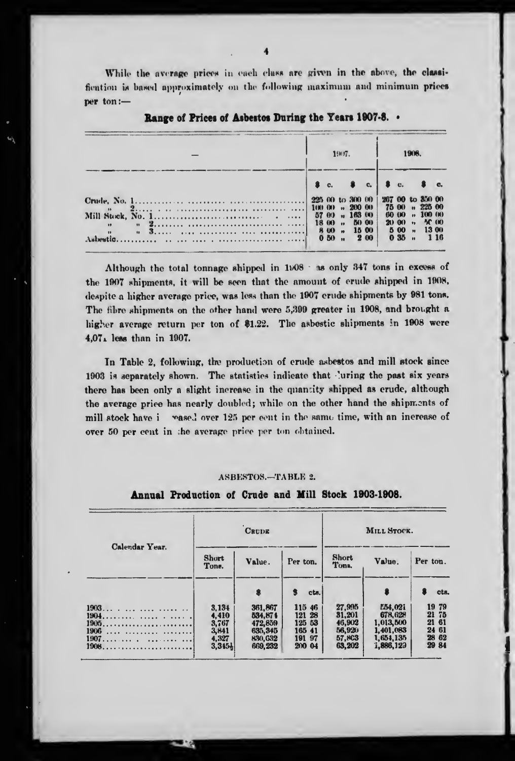While the average prices in each class are given in the above, the classification is based approximately on the following maximum and minimum prices per ton:—

**Range of Prices of Asbestos During the Years 1907-8.**

| — | 1907. | 1908. |
|---|---|---|
| | $ c. $ c. | $ c. $ c. |
| Crude, No. 1 | 225 00 to 300 00 | 267 00 to 350 00 |
| " 2 | 100 00 " 200 00 | 75 00 " 225 00 |
| Mill Stock, No. 1 | 57 00 " 163 00 | 60 00 " 100 00 |
| " " 2 | 18 00 " 50 00 | 20 00 " 50 00 |
| " " 3 | 8 00 " 15 00 | 5 00 " 13 00 |
| Asbestic | 0 50 " 2 00 | 0 35 " 1 16 |

Although the total tonnage shipped in 1908 was only 347 tons in excess of the 1907 shipments, it will be seen that the amount of crude shipped in 1908, despite a higher average price, was less than the 1907 crude shipments by 981 tons. The fibre shipments on the other hand were 5,399 greater in 1908, and brought a higher average return per ton of $1.22. The asbestic shipments in 1908 were 4,071 less than in 1907.

In Table 2, following, the production of crude asbestos and mill stock since 1903 is separately shown. The statistics indicate that during the past six years there has been only a slight increase in the quantity shipped as crude, although the average price has nearly doubled; while on the other hand the shipments of mill stock have increased over 125 per cent in the same time, with an increase of over 50 per cent in the average price per ton obtained.

ASBESTOS.—TABLE 2.

**Annual Production of Crude and Mill Stock 1903-1908.**

| Calendar Year. | Crude | | | Mill Stock. | | |
|---|---|---|---|---|---|---|
| | Short Tons. | Value. | Per ton. | Short Tons. | Value. | Per ton. |
| | | $ | $ cts. | | $ | $ cts. |
| 1903 | 3,134 | 361,867 | 115 46 | 27,995 | 554,021 | 19 79 |
| 1904 | 4,410 | 534,874 | 121 28 | 31,201 | 678,628 | 21 75 |
| 1905 | 3,767 | 472,859 | 125 53 | 46,902 | 1,013,500 | 21 61 |
| 1906 | 3,841 | 635,345 | 165 41 | 56,920 | 1,401,083 | 24 61 |
| 1907 | 4,327 | 830,632 | 191 97 | 57,803 | 1,654,135 | 28 62 |
| 1908 | 3,345½ | 669,232 | 200 04 | 63,202 | 1,886,129 | 29 84 |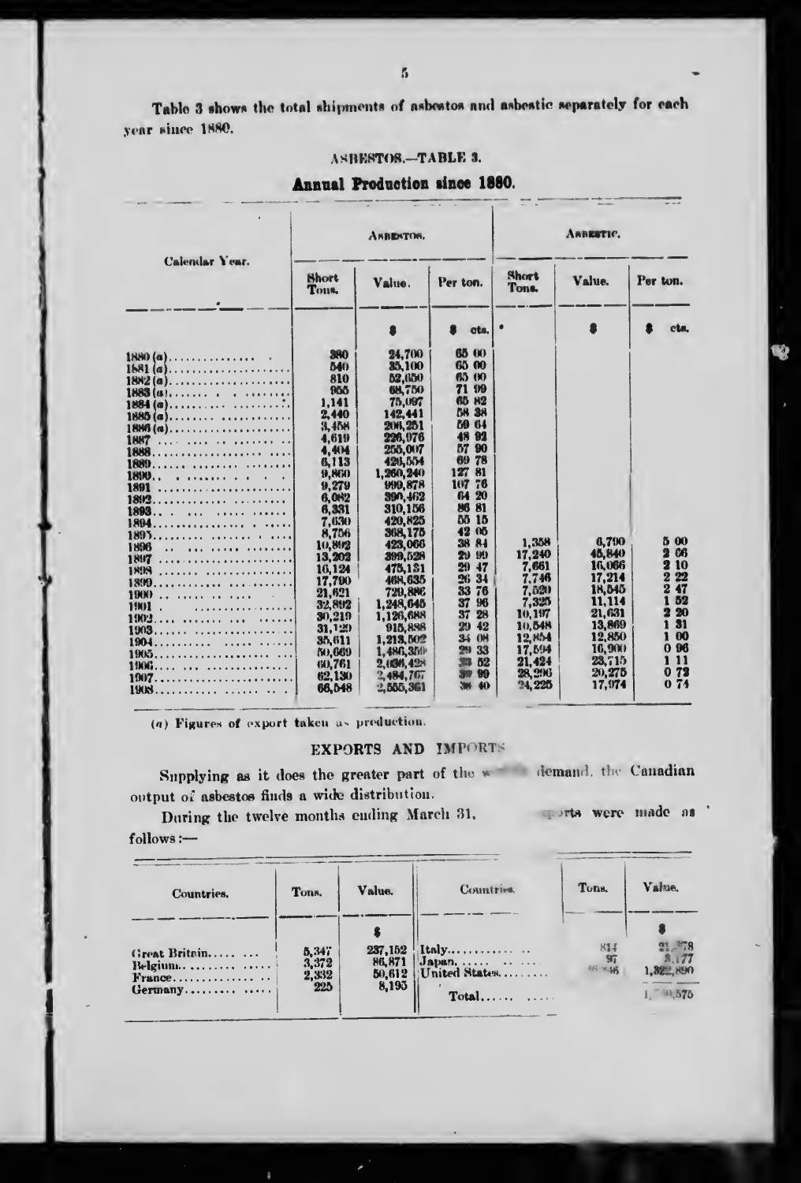Table 3 shows the total shipments of asbestos and asbestic separately for each year since 1880.

ASBESTOS.—TABLE 3.

## Annual Production since 1880.

| Calendar Year. | Asbestos. | | | Asbestic. | | |
|---|---|---|---|---|---|---|
| | Short Tons. | Value. | Per ton. | Short Tons. | Value. | Per ton. |
| | | $ | $ cts. | | $ | $ cts. |
| 1880 (a) | 380 | 24,700 | 65 00 | | | |
| 1881 (a) | 540 | 35,100 | 65 00 | | | |
| 1882 (a) | 810 | 52,650 | 65 00 | | | |
| 1883 (a) | 955 | 68,750 | 71 99 | | | |
| 1884 (a) | 1,141 | 75,097 | 65 82 | | | |
| 1885 (a) | 2,440 | 142,441 | 58 38 | | | |
| 1886 (a) | 3,458 | 206,251 | 59 64 | | | |
| 1887 | 4,619 | 226,976 | 48 92 | | | |
| 1888 | 4,404 | 255,007 | 57 90 | | | |
| 1889 | 6,113 | 426,554 | 69 78 | | | |
| 1890 | 9,860 | 1,260,240 | 127 81 | | | |
| 1891 | 9,279 | 999,878 | 107 76 | | | |
| 1892 | 6,082 | 390,462 | 64 20 | | | |
| 1893 | 6,331 | 310,156 | 86 81 | | | |
| 1894 | 7,630 | 420,825 | 55 15 | | | |
| 1895 | 8,756 | 368,175 | 42 05 | | | |
| 1896 | 10,892 | 423,066 | 38 84 | 1,358 | 6,790 | 5 00 |
| 1897 | 13,202 | 399,528 | 29 99 | 17,240 | 45,840 | 2 66 |
| 1898 | 16,124 | 475,131 | 29 47 | 7,661 | 16,066 | 2 10 |
| 1899 | 17,790 | 468,635 | 26 34 | 7,746 | 17,214 | 2 22 |
| 1900 | 21,621 | 729,886 | 33 76 | 7,520 | 18,545 | 2 47 |
| 1901 | 32,892 | 1,248,645 | 37 96 | 7,325 | 11,114 | 1 52 |
| 1902 | 30,219 | 1,126,688 | 37 28 | 10,197 | 21,631 | 2 20 |
| 1903 | 31,129 | 915,888 | 29 42 | 10,548 | 13,869 | 1 31 |
| 1904 | 35,611 | 1,213,502 | 34 08 | 12,854 | 12,850 | 1 00 |
| 1905 | 50,669 | 1,486,359 | 29 33 | 17,594 | 16,900 | 0 96 |
| 1906 | 60,761 | 2,036,428 | 33 52 | 21,424 | 23,715 | 1 11 |
| 1907 | 62,130 | 2,484,767 | 39 99 | 28,290 | 20,275 | 0 72 |
| 1908 | 66,548 | 2,555,361 | 38 40 | 24,225 | 17,974 | 0 74 |

(a) Figures of export taken as production.

## EXPORTS AND IMPORTS

Supplying as it does the greater part of the w... demand, the Canadian output of asbestos finds a wide distribution.

During the twelve months ending March 31, ... exports were made as follows:—

| Countries. | Tons. | Value. | Countries. | Tons. | Value. |
|---|---|---|---|---|---|
| | | $ | | | $ |
| Great Britain | 5,347 | 237,152 | Italy | 814 | 21,…78 |
| Belgium | 3,372 | 86,871 | Japan | 97 | …,177 |
| France | 2,332 | 50,612 | United States | 46,…46 | 1,322,890 |
| Germany | 225 | 8,195 | Total | | 1,…,575 |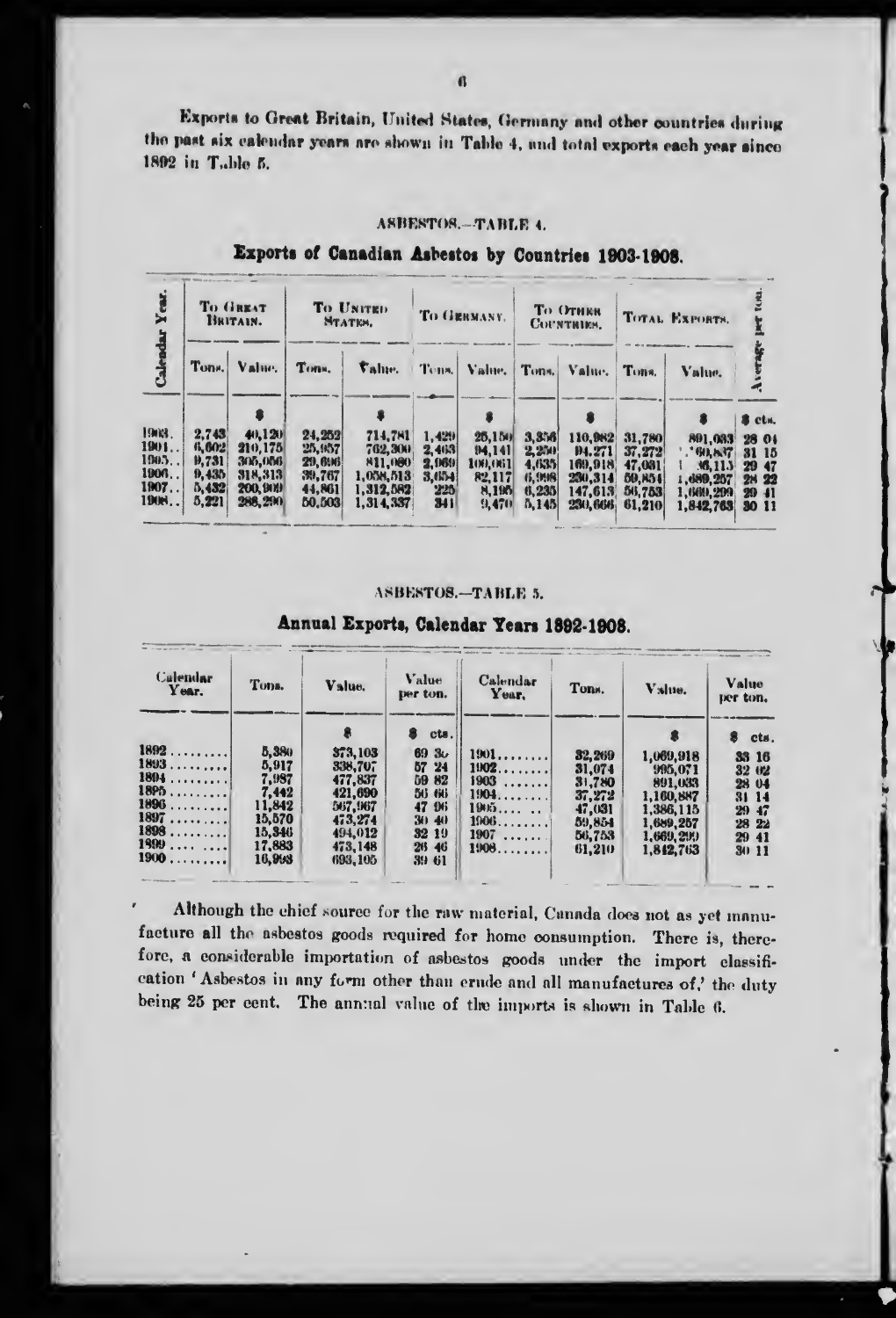Exports to Great Britain, United States, Germany and other countries during the past six calendar years are shown in Table 4, and total exports each year since 1892 in Table 5.

ASBESTOS.—TABLE 4.

## Exports of Canadian Asbestos by Countries 1903-1908.

| Calendar Year. | To Great Britain. | | To United States. | | To Germany. | | To Other Countries. | | Total Exports. | | Average per ton. |
|---|---|---|---|---|---|---|---|---|---|---|---|
| | Tons. | Value. | Tons. | Value. | Tons. | Value. | Tons. | Value. | Tons. | Value. | |
| | | $ | | $ | | $ | | $ | | $ | $ cts. |
| 1903. | 2,743 | 40,120 | 24,252 | 714,781 | 1,429 | 25,150 | 3,356 | 110,982 | 31,780 | 891,033 | 28 04 |
| 1904.. | 6,602 | 210,175 | 25,957 | 762,300 | 2,463 | 94,141 | 2,250 | 94,271 | 37,272 | 1,160,887 | 31 15 |
| 1905.. | 9,731 | 305,056 | 29,696 | 811,080 | 2,969 | 100,061 | 4,635 | 169,918 | 47,031 | 1,386,115 | 29 47 |
| 1906.. | 9,435 | 318,313 | 39,767 | 1,058,513 | 3,654 | 82,117 | 6,998 | 230,314 | 59,854 | 1,689,257 | 28 22 |
| 1907.. | 5,432 | 200,909 | 44,861 | 1,312,582 | 225 | 8,195 | 6,235 | 147,613 | 56,753 | 1,669,299 | 29 41 |
| 1908.. | 5,221 | 288,290 | 50,503 | 1,314,337 | 341 | 9,470 | 5,145 | 230,666 | 61,210 | 1,842,763 | 30 11 |

ASBESTOS.—TABLE 5.

## Annual Exports, Calendar Years 1892-1908.

| Calendar Year. | Tons. | Value. | Value per ton. | Calendar Year. | Tons. | Value. | Value per ton. |
|---|---|---|---|---|---|---|---|
| | | $ | $ cts. | | | $ | $ cts. |
| 1892 ......... | 5,380 | 373,103 | 69 35 | 1901......... | 32,269 | 1,069,918 | 33 16 |
| 1893 ......... | 5,917 | 338,707 | 57 24 | 1902......... | 31,074 | 995,071 | 32 02 |
| 1894 ......... | 7,987 | 477,837 | 59 82 | 1903 ......... | 31,780 | 891,033 | 28 04 |
| 1895 ......... | 7,442 | 421,690 | 56 66 | 1904......... | 37,272 | 1,160,887 | 31 14 |
| 1896 ......... | 11,842 | 567,967 | 47 96 | 1905......... | 47,031 | 1,386,115 | 29 47 |
| 1897 ......... | 15,570 | 473,274 | 30 40 | 1906......... | 59,854 | 1,689,257 | 28 22 |
| 1898 ......... | 15,346 | 494,012 | 32 19 | 1907 ......... | 56,753 | 1,669,299 | 29 41 |
| 1899 ......... | 17,883 | 473,148 | 26 46 | 1908......... | 61,210 | 1,842,763 | 30 11 |
| 1900 ......... | 16,993 | 693,105 | 39 61 | | | | |

Although the chief source for the raw material, Canada does not as yet manufacture all the asbestos goods required for home consumption. There is, therefore, a considerable importation of asbestos goods under the import classification 'Asbestos in any form other than crude and all manufactures of,' the duty being 25 per cent. The annual value of the imports is shown in Table 6.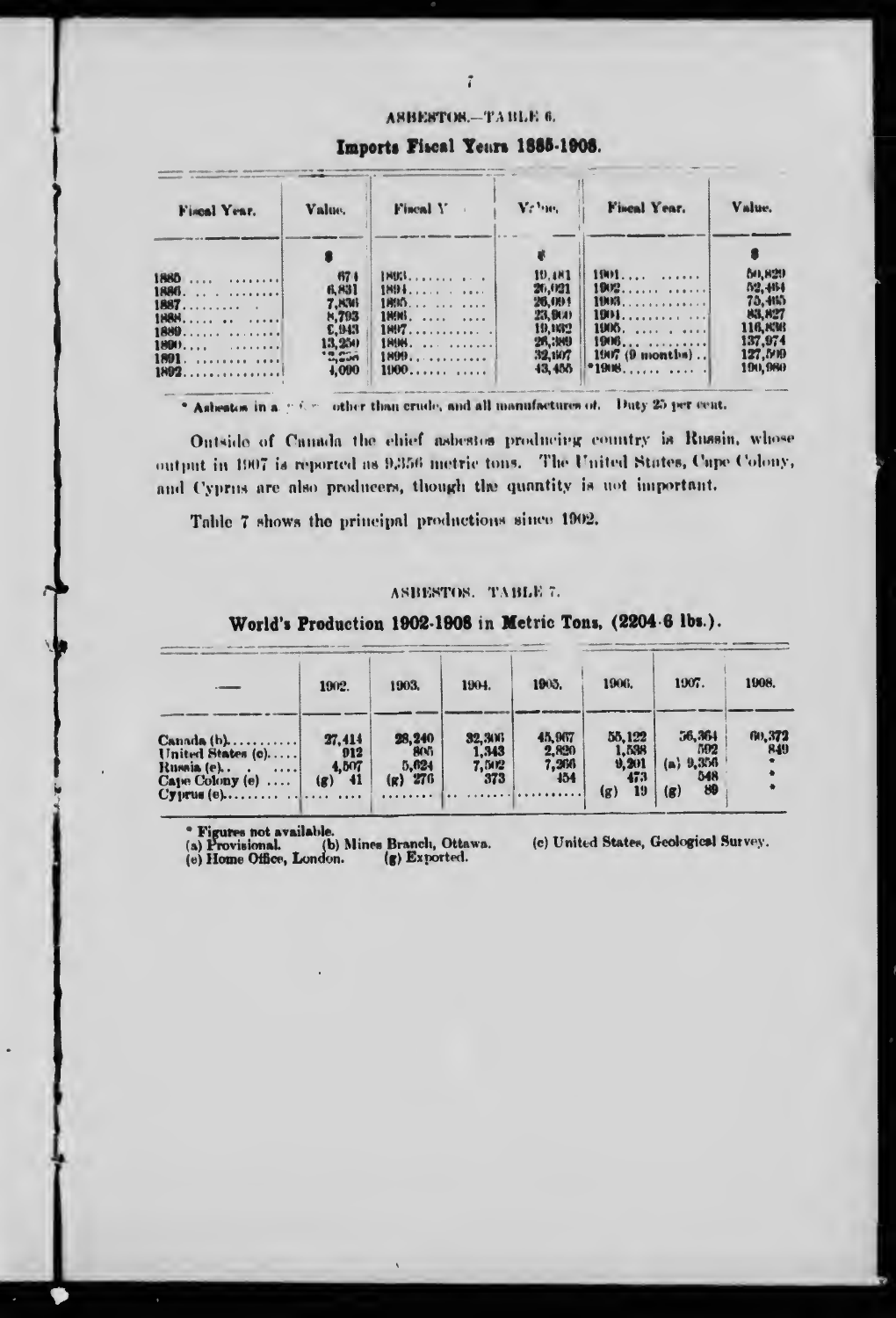ASBESTOS.—TABLE 6.

**Imports Fiscal Years 1885-1908.**

| Fiscal Year. | Value. | Fiscal Year. | Value. | Fiscal Year. | Value. |
|---|---|---|---|---|---|
| | $ | | $ | | $ |
| 1885 .... ........ | 674 | 1893........ ... | 19,181 | 1901.... ...... | 50,829 |
| 1886. ... ........ | 6,831 | 1894...... .... | 26,021 | 1902....... ...... | 52,464 |
| 1887......... . | 7,836 | 1895.... ... .... | 26,004 | 1903............. | 75,465 |
| 1888...... .. ...... | 8,793 | 1896. .... .... | 23,900 | 1904.......... ... | 83,827 |
| 1889............ | 2,943 | 1897............ . | 19,932 | 1905. ..... ...... | 116,836 |
| 1890.... ........ | 13,250 | 1898. ............ | 26,389 | 1906... ...... | 137,974 |
| 1891. ......... .... | 13,258 | 1899............ | 32,107 | 1907 (9 months).. | 127,599 |
| 1892............... | 4,090 | 1900...... ..... | 43,455 | *1908....... ..... | 190,980 |

\* Asbestos in any form other than crude, and all manufactures of. Duty 25 per cent.

Outside of Canada the chief asbestos producing country is Russia, whose output in 1907 is reported as 9,356 metric tons. The United States, Cape Colony, and Cyprus are also producers, though the quantity is not important.

Table 7 shows the principal productions since 1902.

ASBESTOS. TABLE 7.

**World's Production 1902-1908 in Metric Tons, (2204·6 lbs.).**

| — | 1902. | 1903. | 1904. | 1905. | 1906. | 1907. | 1908. |
|---|---|---|---|---|---|---|---|
| Canada (b)........... | 27,414 | 28,240 | 32,306 | 45,967 | 55,122 | 56,364 | 60,372 |
| United States (c)..... | 912 | 805 | 1,343 | 2,820 | 1,538 | 592 | 849 |
| Russia (e).. . .... | 4,507 | 5,624 | 7,502 | 7,266 | 9,201 | (a) 9,356 | * |
| Cape Colony (e) .... | (g) 41 | (g) 276 | 373 | 454 | 473 | 548 | * |
| Cyprus (e).......... | .... .... | ........ | .. ....... | .......... | (g) 19 | (g) 89 | |

\* Figures not available.
(a) Provisional. (b) Mines Branch, Ottawa. (c) United States, Geological Survey.
(e) Home Office, London. (g) Exported.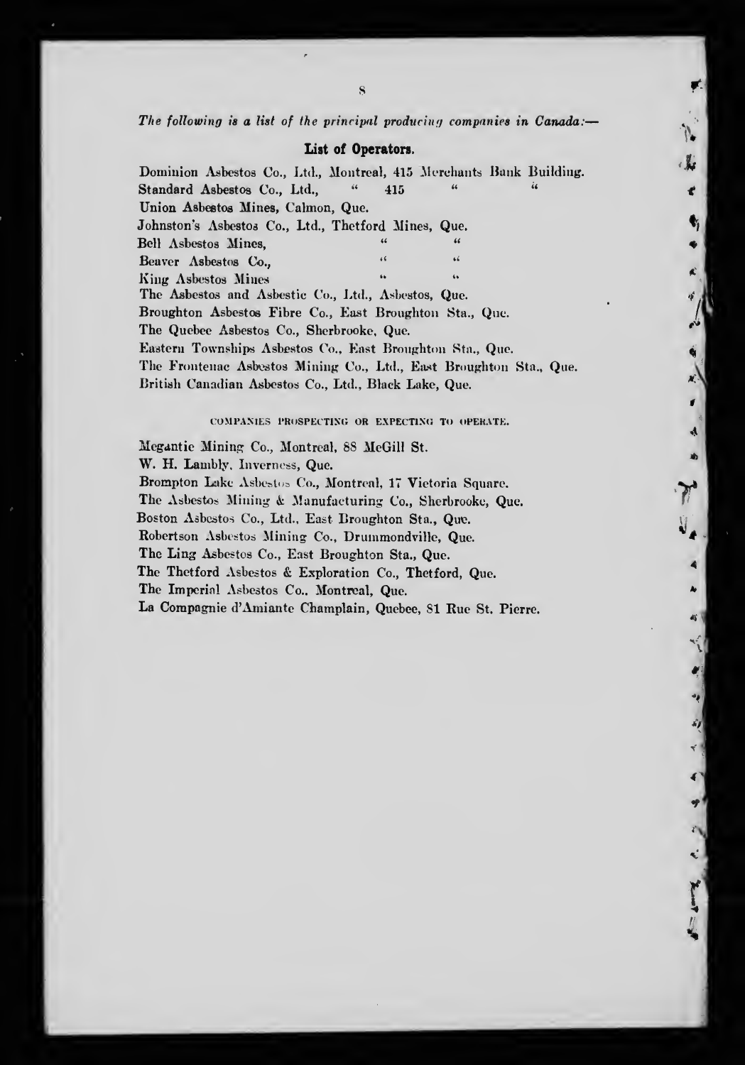*The following is a list of the principal producing companies in Canada:—*

## List of Operators.

Dominion Asbestos Co., Ltd., Montreal, 415 Merchants Bank Building.
Standard Asbestos Co., Ltd., " 415 " "
Union Asbestos Mines, Calmon, Que.
Johnston's Asbestos Co., Ltd., Thetford Mines, Que.
Bell Asbestos Mines, " "
Beaver Asbestos Co., " "
King Asbestos Mines " "
The Asbestos and Asbestic Co., Ltd., Asbestos, Que.
Broughton Asbestos Fibre Co., East Broughton Sta., Que.
The Quebec Asbestos Co., Sherbrooke, Que.
Eastern Townships Asbestos Co., East Broughton Sta., Que.
The Frontenac Asbestos Mining Co., Ltd., East Broughton Sta., Que.
British Canadian Asbestos Co., Ltd., Black Lake, Que.

### COMPANIES PROSPECTING OR EXPECTING TO OPERATE.

Megantic Mining Co., Montreal, 88 McGill St.
W. H. Lambly, Inverness, Que.
Brompton Lake Asbestos Co., Montreal, 17 Victoria Square.
The Asbestos Mining & Manufacturing Co., Sherbrooke, Que.
Boston Asbestos Co., Ltd., East Broughton Sta., Que.
Robertson Asbestos Mining Co., Drummondville, Que.
The Ling Asbestos Co., East Broughton Sta., Que.
The Thetford Asbestos & Exploration Co., Thetford, Que.
The Imperial Asbestos Co., Montreal, Que.
La Compagnie d'Amiante Champlain, Quebec, 81 Rue St. Pierre.